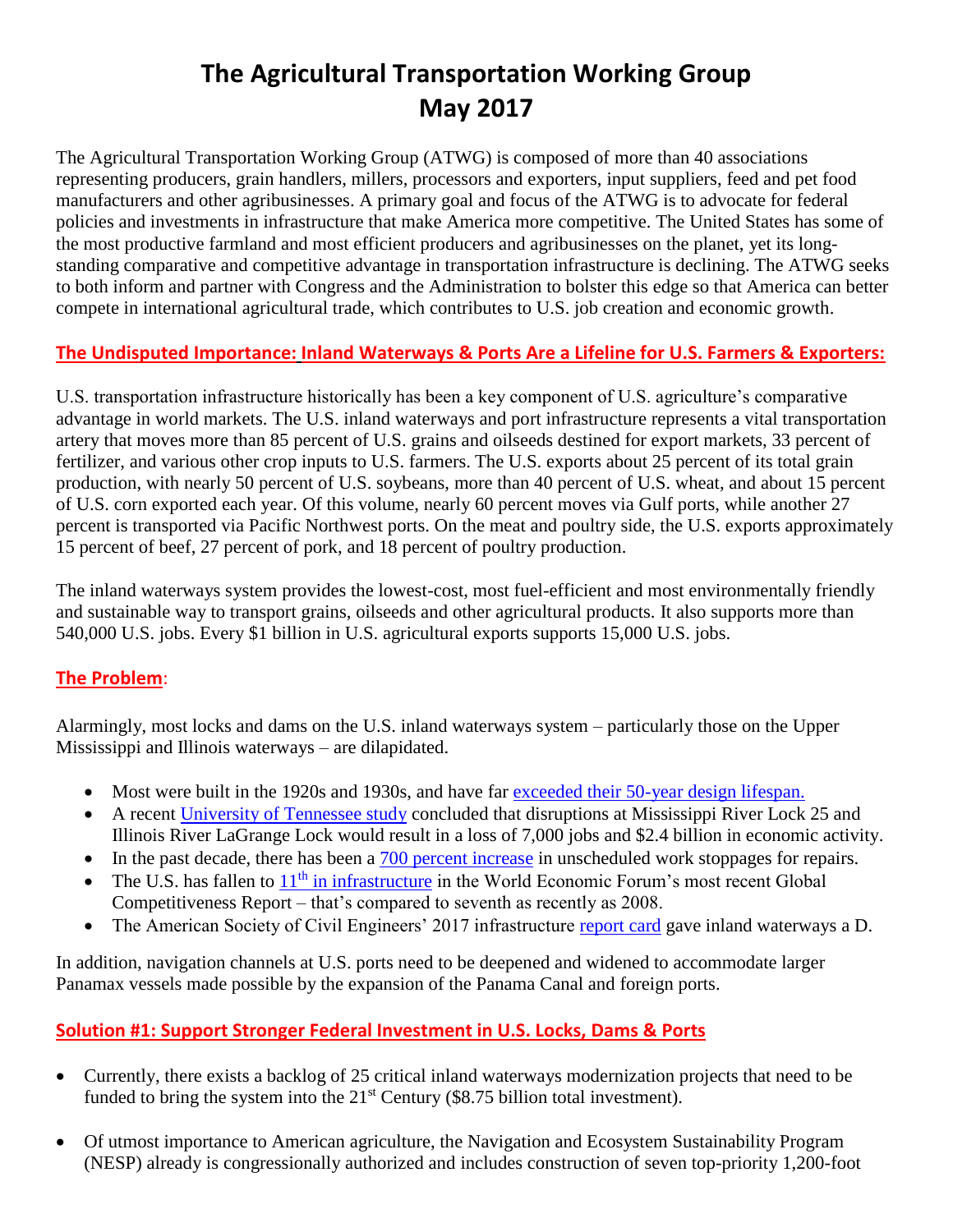# The Agricultural Transportation Working Group
# May 2017

The Agricultural Transportation Working Group (ATWG) is composed of more than 40 associations representing producers, grain handlers, millers, processors and exporters, input suppliers, feed and pet food manufacturers and other agribusinesses. A primary goal and focus of the ATWG is to advocate for federal policies and investments in infrastructure that make America more competitive. The United States has some of the most productive farmland and most efficient producers and agribusinesses on the planet, yet its long-standing comparative and competitive advantage in transportation infrastructure is declining. The ATWG seeks to both inform and partner with Congress and the Administration to bolster this edge so that America can better compete in international agricultural trade, which contributes to U.S. job creation and economic growth.

## The Undisputed Importance: Inland Waterways & Ports Are a Lifeline for U.S. Farmers & Exporters:

U.S. transportation infrastructure historically has been a key component of U.S. agriculture's comparative advantage in world markets. The U.S. inland waterways and port infrastructure represents a vital transportation artery that moves more than 85 percent of U.S. grains and oilseeds destined for export markets, 33 percent of fertilizer, and various other crop inputs to U.S. farmers. The U.S. exports about 25 percent of its total grain production, with nearly 50 percent of U.S. soybeans, more than 40 percent of U.S. wheat, and about 15 percent of U.S. corn exported each year. Of this volume, nearly 60 percent moves via Gulf ports, while another 27 percent is transported via Pacific Northwest ports. On the meat and poultry side, the U.S. exports approximately 15 percent of beef, 27 percent of pork, and 18 percent of poultry production.

The inland waterways system provides the lowest-cost, most fuel-efficient and most environmentally friendly and sustainable way to transport grains, oilseeds and other agricultural products. It also supports more than 540,000 U.S. jobs. Every $1 billion in U.S. agricultural exports supports 15,000 U.S. jobs.

## The Problem:

Alarmingly, most locks and dams on the U.S. inland waterways system – particularly those on the Upper Mississippi and Illinois waterways – are dilapidated.

- Most were built in the 1920s and 1930s, and have far exceeded their 50-year design lifespan.
- A recent University of Tennessee study concluded that disruptions at Mississippi River Lock 25 and Illinois River LaGrange Lock would result in a loss of 7,000 jobs and $2.4 billion in economic activity.
- In the past decade, there has been a 700 percent increase in unscheduled work stoppages for repairs.
- The U.S. has fallen to 11th in infrastructure in the World Economic Forum's most recent Global Competitiveness Report – that's compared to seventh as recently as 2008.
- The American Society of Civil Engineers' 2017 infrastructure report card gave inland waterways a D.

In addition, navigation channels at U.S. ports need to be deepened and widened to accommodate larger Panamax vessels made possible by the expansion of the Panama Canal and foreign ports.

## Solution #1: Support Stronger Federal Investment in U.S. Locks, Dams & Ports

- Currently, there exists a backlog of 25 critical inland waterways modernization projects that need to be funded to bring the system into the 21st Century ($8.75 billion total investment).

- Of utmost importance to American agriculture, the Navigation and Ecosystem Sustainability Program (NESP) already is congressionally authorized and includes construction of seven top-priority 1,200-foot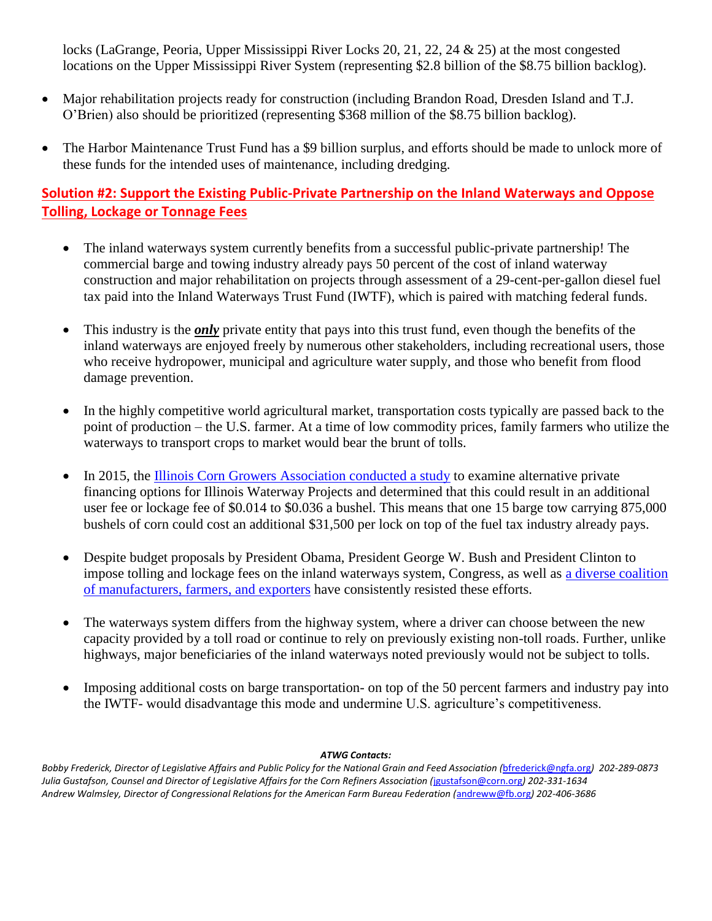locks (LaGrange, Peoria, Upper Mississippi River Locks 20, 21, 22, 24 & 25) at the most congested locations on the Upper Mississippi River System (representing $2.8 billion of the $8.75 billion backlog).

- Major rehabilitation projects ready for construction (including Brandon Road, Dresden Island and T.J. O'Brien) also should be prioritized (representing $368 million of the $8.75 billion backlog).
- The Harbor Maintenance Trust Fund has a $9 billion surplus, and efforts should be made to unlock more of these funds for the intended uses of maintenance, including dredging.

## Solution #2: Support the Existing Public-Private Partnership on the Inland Waterways and Oppose Tolling, Lockage or Tonnage Fees

- The inland waterways system currently benefits from a successful public-private partnership! The commercial barge and towing industry already pays 50 percent of the cost of inland waterway construction and major rehabilitation on projects through assessment of a 29-cent-per-gallon diesel fuel tax paid into the Inland Waterways Trust Fund (IWTF), which is paired with matching federal funds.
- This industry is the ***only*** private entity that pays into this trust fund, even though the benefits of the inland waterways are enjoyed freely by numerous other stakeholders, including recreational users, those who receive hydropower, municipal and agriculture water supply, and those who benefit from flood damage prevention.
- In the highly competitive world agricultural market, transportation costs typically are passed back to the point of production – the U.S. farmer. At a time of low commodity prices, family farmers who utilize the waterways to transport crops to market would bear the brunt of tolls.
- In 2015, the Illinois Corn Growers Association conducted a study to examine alternative private financing options for Illinois Waterway Projects and determined that this could result in an additional user fee or lockage fee of $0.014 to $0.036 a bushel. This means that one 15 barge tow carrying 875,000 bushels of corn could cost an additional $31,500 per lock on top of the fuel tax industry already pays.
- Despite budget proposals by President Obama, President George W. Bush and President Clinton to impose tolling and lockage fees on the inland waterways system, Congress, as well as a diverse coalition of manufacturers, farmers, and exporters have consistently resisted these efforts.
- The waterways system differs from the highway system, where a driver can choose between the new capacity provided by a toll road or continue to rely on previously existing non-toll roads. Further, unlike highways, major beneficiaries of the inland waterways noted previously would not be subject to tolls.
- Imposing additional costs on barge transportation- on top of the 50 percent farmers and industry pay into the IWTF- would disadvantage this mode and undermine U.S. agriculture's competitiveness.

***ATWG Contacts:***

*Bobby Frederick, Director of Legislative Affairs and Public Policy for the National Grain and Feed Association (bfrederick@ngfa.org) 202-289-0873*
*Julia Gustafson, Counsel and Director of Legislative Affairs for the Corn Refiners Association (jgustafson@corn.org) 202-331-1634*
*Andrew Walmsley, Director of Congressional Relations for the American Farm Bureau Federation (andreww@fb.org) 202-406-3686*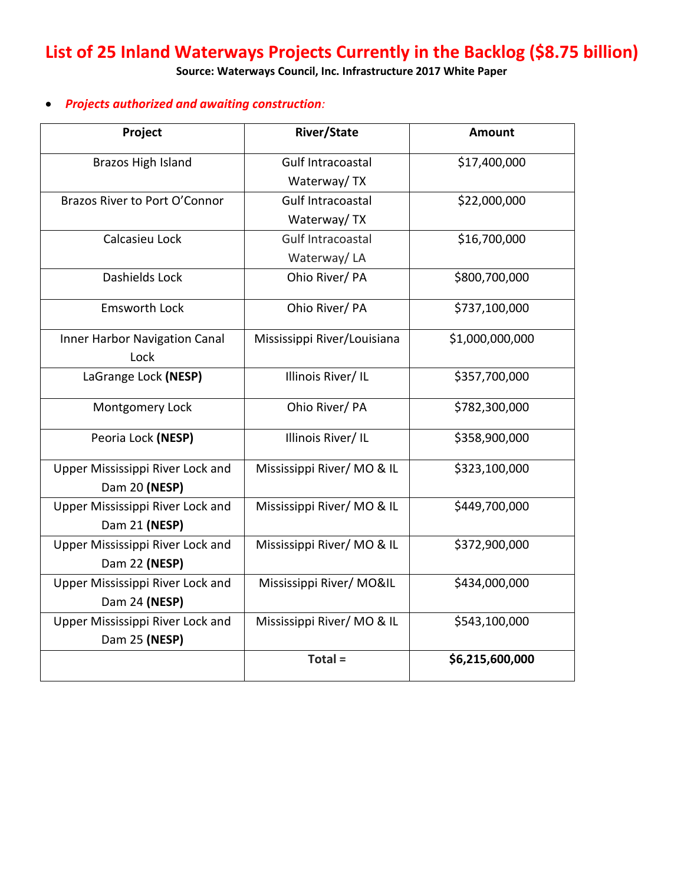# List of 25 Inland Waterways Projects Currently in the Backlog ($8.75 billion)

**Source: Waterways Council, Inc. Infrastructure 2017 White Paper**

- ***Projects authorized and awaiting construction:***

| Project | River/State | Amount |
|---|---|---|
| Brazos High Island | Gulf Intracoastal Waterway/ TX | $17,400,000 |
| Brazos River to Port O'Connor | Gulf Intracoastal Waterway/ TX | $22,000,000 |
| Calcasieu Lock | Gulf Intracoastal Waterway/ LA | $16,700,000 |
| Dashields Lock | Ohio River/ PA | $800,700,000 |
| Emsworth Lock | Ohio River/ PA | $737,100,000 |
| Inner Harbor Navigation Canal Lock | Mississippi River/Louisiana | $1,000,000,000 |
| LaGrange Lock **(NESP)** | Illinois River/ IL | $357,700,000 |
| Montgomery Lock | Ohio River/ PA | $782,300,000 |
| Peoria Lock **(NESP)** | Illinois River/ IL | $358,900,000 |
| Upper Mississippi River Lock and Dam 20 **(NESP)** | Mississippi River/ MO & IL | $323,100,000 |
| Upper Mississippi River Lock and Dam 21 **(NESP)** | Mississippi River/ MO & IL | $449,700,000 |
| Upper Mississippi River Lock and Dam 22 **(NESP)** | Mississippi River/ MO & IL | $372,900,000 |
| Upper Mississippi River Lock and Dam 24 **(NESP)** | Mississippi River/ MO&IL | $434,000,000 |
| Upper Mississippi River Lock and Dam 25 **(NESP)** | Mississippi River/ MO & IL | $543,100,000 |
| | **Total =** | **$6,215,600,000** |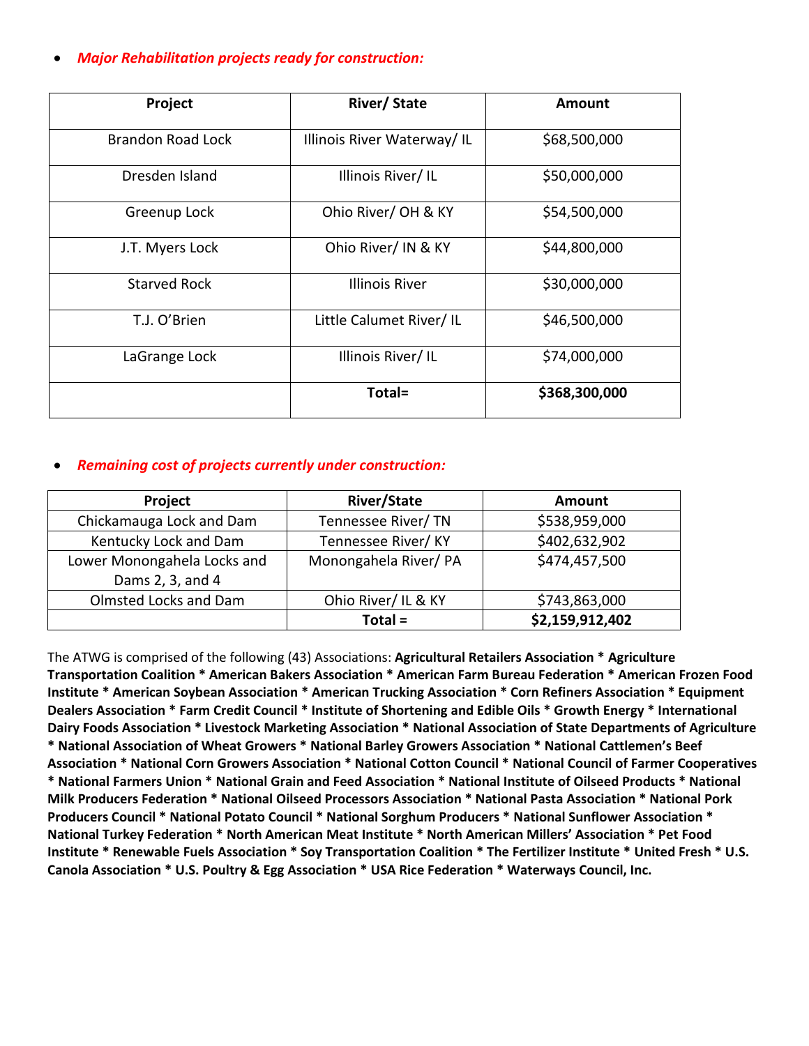- ***Major Rehabilitation projects ready for construction:***

| Project | River/ State | Amount |
|---|---|---|
| Brandon Road Lock | Illinois River Waterway/ IL | $68,500,000 |
| Dresden Island | Illinois River/ IL | $50,000,000 |
| Greenup Lock | Ohio River/ OH & KY | $54,500,000 |
| J.T. Myers Lock | Ohio River/ IN & KY | $44,800,000 |
| Starved Rock | Illinois River | $30,000,000 |
| T.J. O'Brien | Little Calumet River/ IL | $46,500,000 |
| LaGrange Lock | Illinois River/ IL | $74,000,000 |
| | **Total=** | **$368,300,000** |

- ***Remaining cost of projects currently under construction:***

| Project | River/State | Amount |
|---|---|---|
| Chickamauga Lock and Dam | Tennessee River/ TN | $538,959,000 |
| Kentucky Lock and Dam | Tennessee River/ KY | $402,632,902 |
| Lower Monongahela Locks and Dams 2, 3, and 4 | Monongahela River/ PA | $474,457,500 |
| Olmsted Locks and Dam | Ohio River/ IL & KY | $743,863,000 |
| | **Total =** | **$2,159,912,402** |

The ATWG is comprised of the following (43) Associations: **Agricultural Retailers Association * Agriculture Transportation Coalition * American Bakers Association * American Farm Bureau Federation * American Frozen Food Institute * American Soybean Association * American Trucking Association * Corn Refiners Association * Equipment Dealers Association * Farm Credit Council * Institute of Shortening and Edible Oils * Growth Energy * International Dairy Foods Association * Livestock Marketing Association * National Association of State Departments of Agriculture * National Association of Wheat Growers * National Barley Growers Association * National Cattlemen's Beef Association * National Corn Growers Association * National Cotton Council * National Council of Farmer Cooperatives * National Farmers Union * National Grain and Feed Association * National Institute of Oilseed Products * National Milk Producers Federation * National Oilseed Processors Association * National Pasta Association * National Pork Producers Council * National Potato Council * National Sorghum Producers * National Sunflower Association * National Turkey Federation * North American Meat Institute * North American Millers' Association * Pet Food Institute * Renewable Fuels Association * Soy Transportation Coalition * The Fertilizer Institute * United Fresh * U.S. Canola Association * U.S. Poultry & Egg Association * USA Rice Federation * Waterways Council, Inc.**